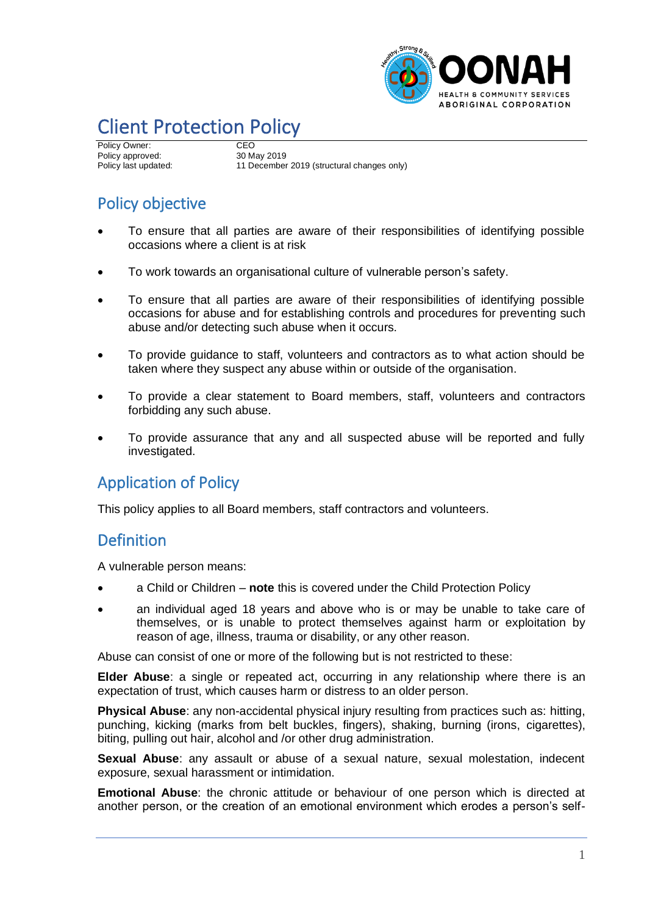# Client Protection Policy

| Policy Owner: | CEO |
| --- | --- |
| Policy approved: | 30 May 2019 |
| Policy last updated: | 11 December 2019 (structural changes only) |

## Policy objective

- To ensure that all parties are aware of their responsibilities of identifying possible occasions where a client is at risk
- To work towards an organisational culture of vulnerable person's safety.
- To ensure that all parties are aware of their responsibilities of identifying possible occasions for abuse and for establishing controls and procedures for preventing such abuse and/or detecting such abuse when it occurs.
- To provide guidance to staff, volunteers and contractors as to what action should be taken where they suspect any abuse within or outside of the organisation.
- To provide a clear statement to Board members, staff, volunteers and contractors forbidding any such abuse.
- To provide assurance that any and all suspected abuse will be reported and fully investigated.

## Application of Policy

This policy applies to all Board members, staff contractors and volunteers.

## Definition

A vulnerable person means:

- a Child or Children – **note** this is covered under the Child Protection Policy
- an individual aged 18 years and above who is or may be unable to take care of themselves, or is unable to protect themselves against harm or exploitation by reason of age, illness, trauma or disability, or any other reason.

Abuse can consist of one or more of the following but is not restricted to these:

**Elder Abuse**: a single or repeated act, occurring in any relationship where there is an expectation of trust, which causes harm or distress to an older person.

**Physical Abuse**: any non-accidental physical injury resulting from practices such as: hitting, punching, kicking (marks from belt buckles, fingers), shaking, burning (irons, cigarettes), biting, pulling out hair, alcohol and /or other drug administration.

**Sexual Abuse**: any assault or abuse of a sexual nature, sexual molestation, indecent exposure, sexual harassment or intimidation.

**Emotional Abuse**: the chronic attitude or behaviour of one person which is directed at another person, or the creation of an emotional environment which erodes a person's self-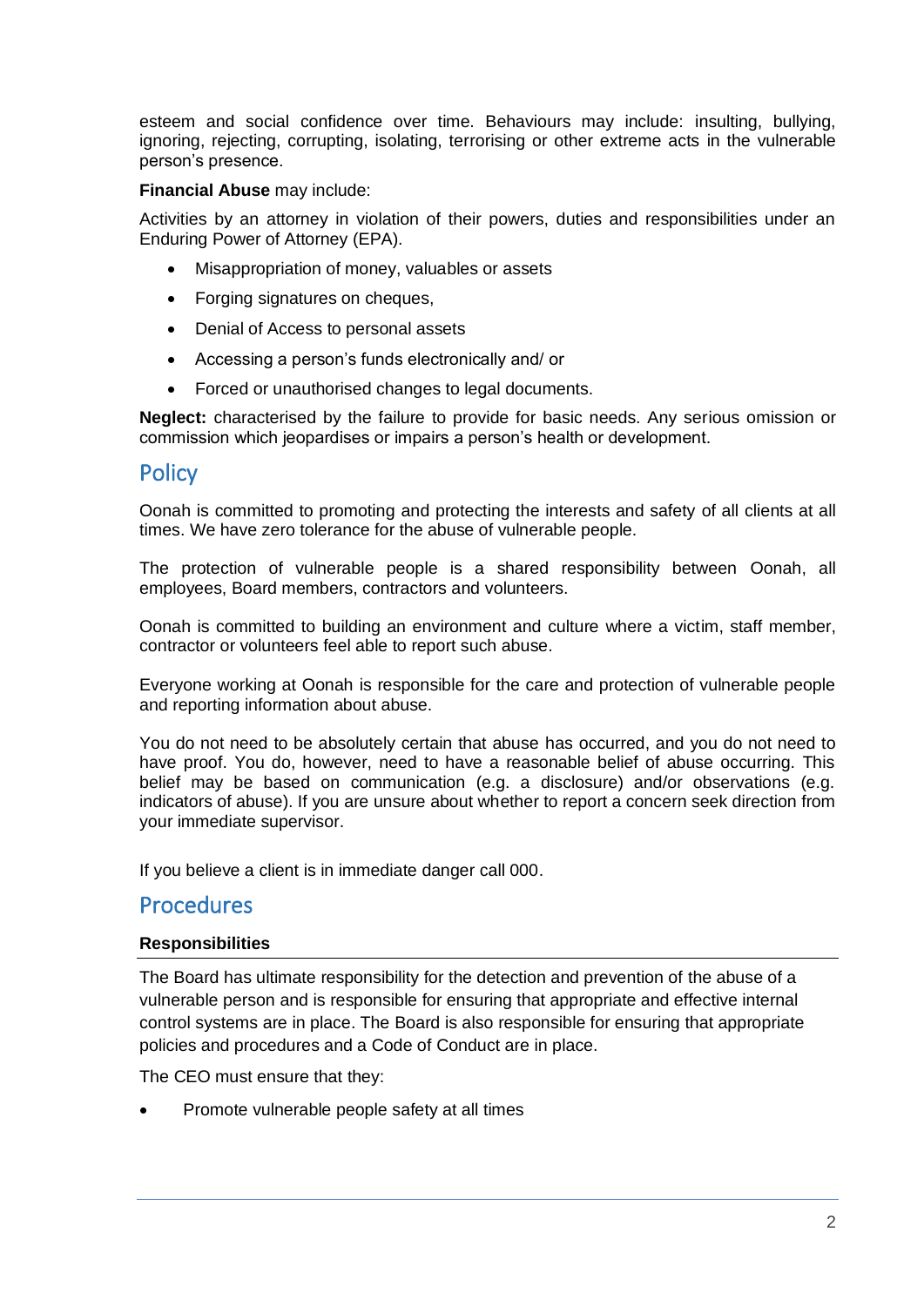esteem and social confidence over time. Behaviours may include: insulting, bullying, ignoring, rejecting, corrupting, isolating, terrorising or other extreme acts in the vulnerable person's presence.

**Financial Abuse** may include:

Activities by an attorney in violation of their powers, duties and responsibilities under an Enduring Power of Attorney (EPA).

- Misappropriation of money, valuables or assets
- Forging signatures on cheques,
- Denial of Access to personal assets
- Accessing a person's funds electronically and/ or
- Forced or unauthorised changes to legal documents.

**Neglect:** characterised by the failure to provide for basic needs. Any serious omission or commission which jeopardises or impairs a person's health or development.

## Policy

Oonah is committed to promoting and protecting the interests and safety of all clients at all times. We have zero tolerance for the abuse of vulnerable people.

The protection of vulnerable people is a shared responsibility between Oonah, all employees, Board members, contractors and volunteers.

Oonah is committed to building an environment and culture where a victim, staff member, contractor or volunteers feel able to report such abuse.

Everyone working at Oonah is responsible for the care and protection of vulnerable people and reporting information about abuse.

You do not need to be absolutely certain that abuse has occurred, and you do not need to have proof. You do, however, need to have a reasonable belief of abuse occurring. This belief may be based on communication (e.g. a disclosure) and/or observations (e.g. indicators of abuse). If you are unsure about whether to report a concern seek direction from your immediate supervisor.

If you believe a client is in immediate danger call 000.

## Procedures

### Responsibilities

The Board has ultimate responsibility for the detection and prevention of the abuse of a vulnerable person and is responsible for ensuring that appropriate and effective internal control systems are in place. The Board is also responsible for ensuring that appropriate policies and procedures and a Code of Conduct are in place.

The CEO must ensure that they:

- Promote vulnerable people safety at all times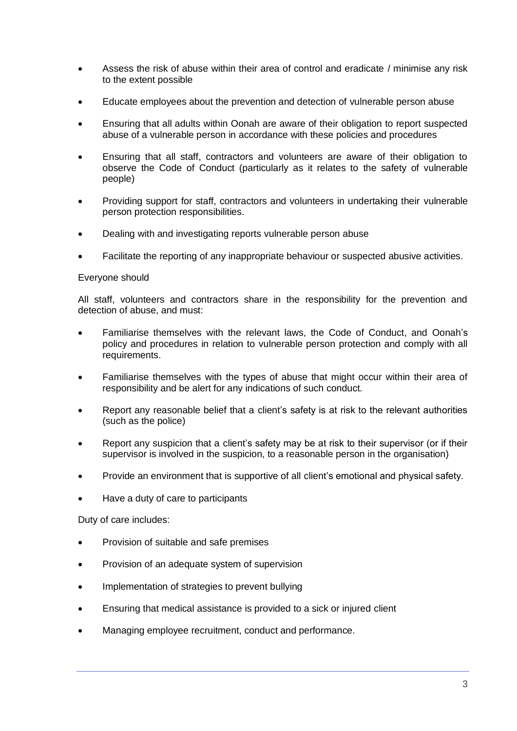- Assess the risk of abuse within their area of control and eradicate / minimise any risk to the extent possible
- Educate employees about the prevention and detection of vulnerable person abuse
- Ensuring that all adults within Oonah are aware of their obligation to report suspected abuse of a vulnerable person in accordance with these policies and procedures
- Ensuring that all staff, contractors and volunteers are aware of their obligation to observe the Code of Conduct (particularly as it relates to the safety of vulnerable people)
- Providing support for staff, contractors and volunteers in undertaking their vulnerable person protection responsibilities.
- Dealing with and investigating reports vulnerable person abuse
- Facilitate the reporting of any inappropriate behaviour or suspected abusive activities.

Everyone should

All staff, volunteers and contractors share in the responsibility for the prevention and detection of abuse, and must:

- Familiarise themselves with the relevant laws, the Code of Conduct, and Oonah's policy and procedures in relation to vulnerable person protection and comply with all requirements.
- Familiarise themselves with the types of abuse that might occur within their area of responsibility and be alert for any indications of such conduct.
- Report any reasonable belief that a client's safety is at risk to the relevant authorities (such as the police)
- Report any suspicion that a client's safety may be at risk to their supervisor (or if their supervisor is involved in the suspicion, to a reasonable person in the organisation)
- Provide an environment that is supportive of all client's emotional and physical safety.
- Have a duty of care to participants

Duty of care includes:

- Provision of suitable and safe premises
- Provision of an adequate system of supervision
- Implementation of strategies to prevent bullying
- Ensuring that medical assistance is provided to a sick or injured client
- Managing employee recruitment, conduct and performance.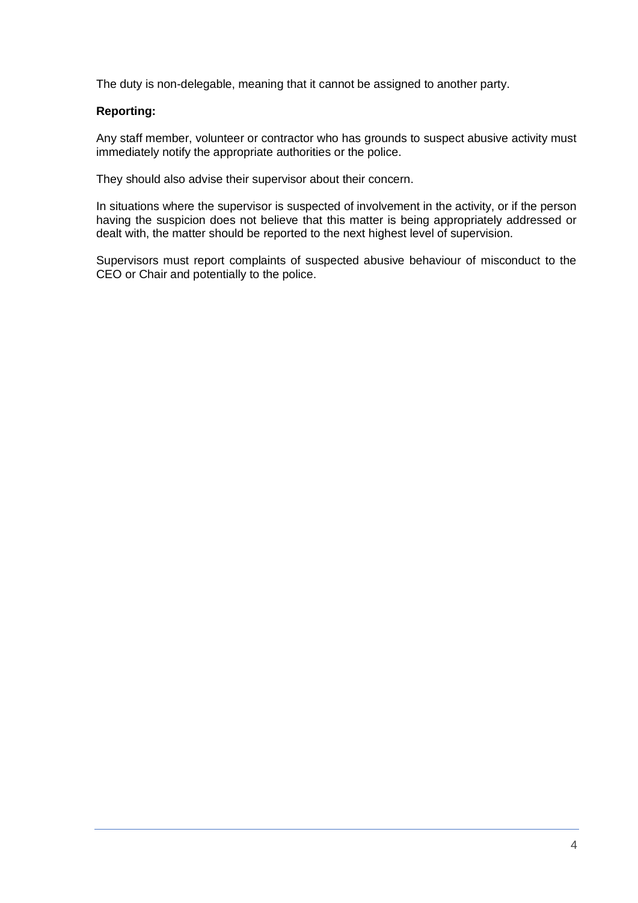The duty is non-delegable, meaning that it cannot be assigned to another party.

**Reporting:**

Any staff member, volunteer or contractor who has grounds to suspect abusive activity must immediately notify the appropriate authorities or the police.

They should also advise their supervisor about their concern.

In situations where the supervisor is suspected of involvement in the activity, or if the person having the suspicion does not believe that this matter is being appropriately addressed or dealt with, the matter should be reported to the next highest level of supervision.

Supervisors must report complaints of suspected abusive behaviour of misconduct to the CEO or Chair and potentially to the police.